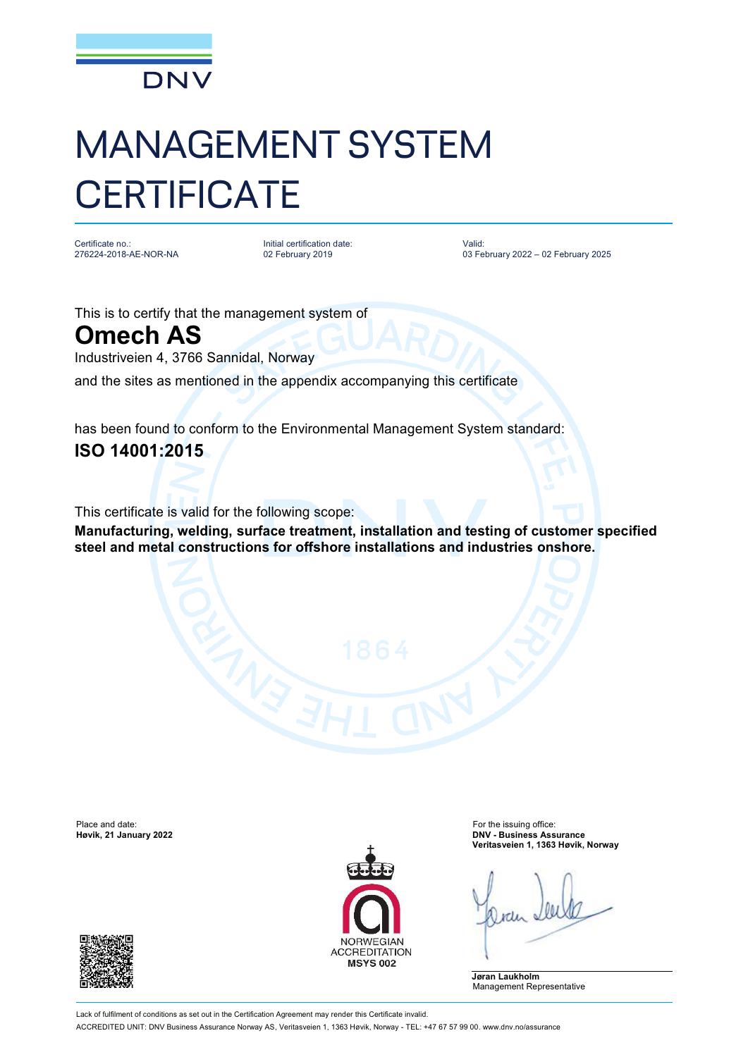DNV

# MANAGEMENT SYSTEM CERTIFICATE

Certificate no.:
276224-2018-AE-NOR-NA

Initial certification date:
02 February 2019

Valid:
03 February 2022 – 02 February 2025

This is to certify that the management system of

## Omech AS

Industriveien 4, 3766 Sannidal, Norway

and the sites as mentioned in the appendix accompanying this certificate

has been found to conform to the Environmental Management System standard:

## ISO 14001:2015

This certificate is valid for the following scope:

**Manufacturing, welding, surface treatment, installation and testing of customer specified steel and metal constructions for offshore installations and industries onshore.**

Place and date:
**Høvik, 21 January 2022**

For the issuing office:
**DNV - Business Assurance**
**Veritasveien 1, 1363 Høvik, Norway**

NORWEGIAN ACCREDITATION
**MSYS 002**

**Jøran Laukholm**
Management Representative

Lack of fulfilment of conditions as set out in the Certification Agreement may render this Certificate invalid.
ACCREDITED UNIT: DNV Business Assurance Norway AS, Veritasveien 1, 1363 Høvik, Norway - TEL: +47 67 57 99 00. www.dnv.no/assurance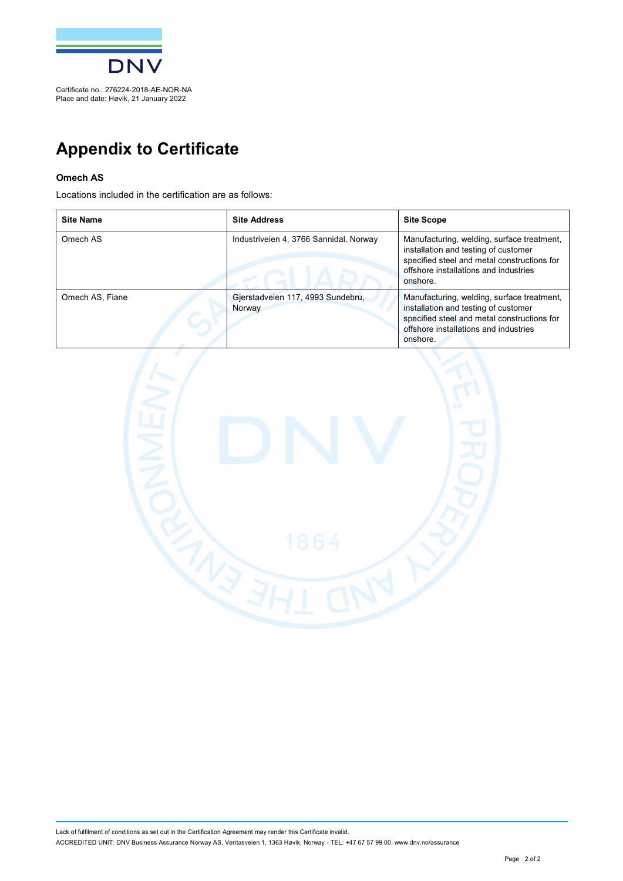Certificate no.: 276224-2018-AE-NOR-NA
Place and date: Høvik, 21 January 2022

# Appendix to Certificate

**Omech AS**

Locations included in the certification are as follows:

| Site Name | Site Address | Site Scope |
|---|---|---|
| Omech AS | Industriveien 4, 3766 Sannidal, Norway | Manufacturing, welding, surface treatment, installation and testing of customer specified steel and metal constructions for offshore installations and industries onshore. |
| Omech AS, Fiane | Gjerstadveien 117, 4993 Sundebru, Norway | Manufacturing, welding, surface treatment, installation and testing of customer specified steel and metal constructions for offshore installations and industries onshore. |

Lack of fulfilment of conditions as set out in the Certification Agreement may render this Certificate invalid.

ACCREDITED UNIT: DNV Business Assurance Norway AS, Veritasveien 1, 1363 Høvik, Norway - TEL: +47 67 57 99 00. www.dnv.no/assurance